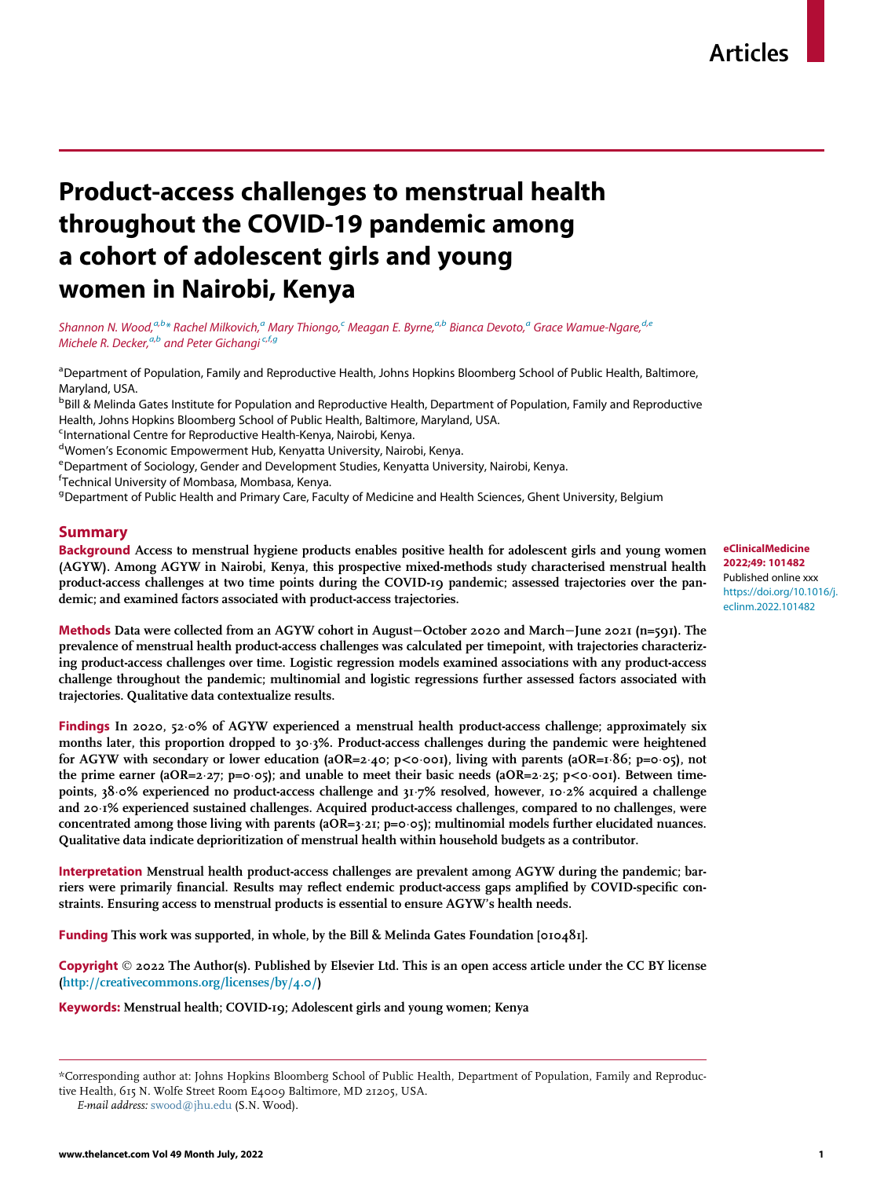# Product-access challenges to menstrual health throughout the COVID-19 pandemic among a cohort of adolescent girls and young women in Nairobi, Kenya

*Shannon N. Wood,[a,b]\* Rachel Milkovich,[a] Mary Thiongo,[c] Meagan E. Byrne,[a,b] Bianca Devoto,[a] Grace Wamue-Ngare,[d,e] Michele R. Decker,[a,b] and Peter Gichangi[c,f,g]*

[a]Department of Population, Family and Reproductive Health, Johns Hopkins Bloomberg School of Public Health, Baltimore, Maryland, USA.
[b]Bill & Melinda Gates Institute for Population and Reproductive Health, Department of Population, Family and Reproductive Health, Johns Hopkins Bloomberg School of Public Health, Baltimore, Maryland, USA.
[c]International Centre for Reproductive Health-Kenya, Nairobi, Kenya.
[d]Women's Economic Empowerment Hub, Kenyatta University, Nairobi, Kenya.
[e]Department of Sociology, Gender and Development Studies, Kenyatta University, Nairobi, Kenya.
[f]Technical University of Mombasa, Mombasa, Kenya.
[g]Department of Public Health and Primary Care, Faculty of Medicine and Health Sciences, Ghent University, Belgium

**eClinicalMedicine 2022;49: 101482**
Published online xxx
https://doi.org/10.1016/j.eclinm.2022.101482

## Summary

**Background** Access to menstrual hygiene products enables positive health for adolescent girls and young women (AGYW). Among AGYW in Nairobi, Kenya, this prospective mixed-methods study characterised menstrual health product-access challenges at two time points during the COVID-19 pandemic; assessed trajectories over the pandemic; and examined factors associated with product-access trajectories.

**Methods** Data were collected from an AGYW cohort in August−October 2020 and March−June 2021 (n=591). The prevalence of menstrual health product-access challenges was calculated per timepoint, with trajectories characterizing product-access challenges over time. Logistic regression models examined associations with any product-access challenge throughout the pandemic; multinomial and logistic regressions further assessed factors associated with trajectories. Qualitative data contextualize results.

**Findings** In 2020, 52·0% of AGYW experienced a menstrual health product-access challenge; approximately six months later, this proportion dropped to 30·3%. Product-access challenges during the pandemic were heightened for AGYW with secondary or lower education (aOR=2·40; p<0·001), living with parents (aOR=1·86; p=0·05), not the prime earner (aOR=2·27; p=0·05); and unable to meet their basic needs (aOR=2·25; p<0·001). Between timepoints, 38·0% experienced no product-access challenge and 31·7% resolved, however, 10·2% acquired a challenge and 20·1% experienced sustained challenges. Acquired product-access challenges, compared to no challenges, were concentrated among those living with parents (aOR=3·21; p=0·05); multinomial models further elucidated nuances. Qualitative data indicate deprioritization of menstrual health within household budgets as a contributor.

**Interpretation** Menstrual health product-access challenges are prevalent among AGYW during the pandemic; barriers were primarily financial. Results may reflect endemic product-access gaps amplified by COVID-specific constraints. Ensuring access to menstrual products is essential to ensure AGYW's health needs.

**Funding** This work was supported, in whole, by the Bill & Melinda Gates Foundation [010481].

**Copyright** © 2022 The Author(s). Published by Elsevier Ltd. This is an open access article under the CC BY license (http://creativecommons.org/licenses/by/4.0/)

**Keywords:** Menstrual health; COVID-19; Adolescent girls and young women; Kenya

\*Corresponding author at: Johns Hopkins Bloomberg School of Public Health, Department of Population, Family and Reproductive Health, 615 N. Wolfe Street Room E4009 Baltimore, MD 21205, USA.
*E-mail address:* swood@jhu.edu (S.N. Wood).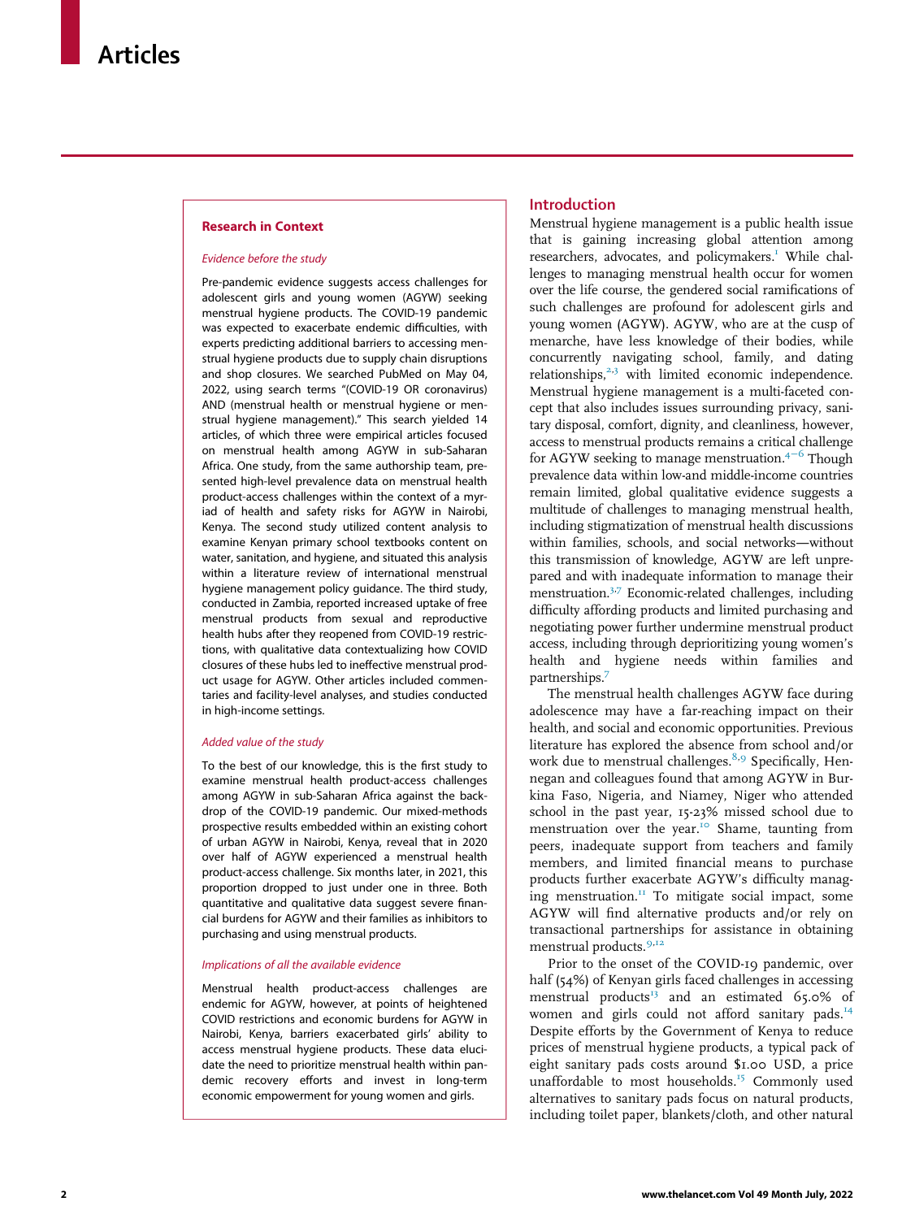## Research in Context

*Evidence before the study*

Pre-pandemic evidence suggests access challenges for adolescent girls and young women (AGYW) seeking menstrual hygiene products. The COVID-19 pandemic was expected to exacerbate endemic difficulties, with experts predicting additional barriers to accessing menstrual hygiene products due to supply chain disruptions and shop closures. We searched PubMed on May 04, 2022, using search terms "(COVID-19 OR coronavirus) AND (menstrual health or menstrual hygiene or menstrual hygiene management)." This search yielded 14 articles, of which three were empirical articles focused on menstrual health among AGYW in sub-Saharan Africa. One study, from the same authorship team, presented high-level prevalence data on menstrual health product-access challenges within the context of a myriad of health and safety risks for AGYW in Nairobi, Kenya. The second study utilized content analysis to examine Kenyan primary school textbooks content on water, sanitation, and hygiene, and situated this analysis within a literature review of international menstrual hygiene management policy guidance. The third study, conducted in Zambia, reported increased uptake of free menstrual products from sexual and reproductive health hubs after they reopened from COVID-19 restrictions, with qualitative data contextualizing how COVID closures of these hubs led to ineffective menstrual product usage for AGYW. Other articles included commentaries and facility-level analyses, and studies conducted in high-income settings.

*Added value of the study*

To the best of our knowledge, this is the first study to examine menstrual health product-access challenges among AGYW in sub-Saharan Africa against the backdrop of the COVID-19 pandemic. Our mixed-methods prospective results embedded within an existing cohort of urban AGYW in Nairobi, Kenya, reveal that in 2020 over half of AGYW experienced a menstrual health product-access challenge. Six months later, in 2021, this proportion dropped to just under one in three. Both quantitative and qualitative data suggest severe financial burdens for AGYW and their families as inhibitors to purchasing and using menstrual products.

*Implications of all the available evidence*

Menstrual health product-access challenges are endemic for AGYW, however, at points of heightened COVID restrictions and economic burdens for AGYW in Nairobi, Kenya, barriers exacerbated girls' ability to access menstrual hygiene products. These data elucidate the need to prioritize menstrual health within pandemic recovery efforts and invest in long-term economic empowerment for young women and girls.

## Introduction

Menstrual hygiene management is a public health issue that is gaining increasing global attention among researchers, advocates, and policymakers.[1] While challenges to managing menstrual health occur for women over the life course, the gendered social ramifications of such challenges are profound for adolescent girls and young women (AGYW). AGYW, who are at the cusp of menarche, have less knowledge of their bodies, while concurrently navigating school, family, and dating relationships,[2,3] with limited economic independence. Menstrual hygiene management is a multi-faceted concept that also includes issues surrounding privacy, sanitary disposal, comfort, dignity, and cleanliness, however, access to menstrual products remains a critical challenge for AGYW seeking to manage menstruation.[4−6] Though prevalence data within low-and middle-income countries remain limited, global qualitative evidence suggests a multitude of challenges to managing menstrual health, including stigmatization of menstrual health discussions within families, schools, and social networks—without this transmission of knowledge, AGYW are left unprepared and with inadequate information to manage their menstruation.[3,7] Economic-related challenges, including difficulty affording products and limited purchasing and negotiating power further undermine menstrual product access, including through deprioritizing young women's health and hygiene needs within families and partnerships.[7]

The menstrual health challenges AGYW face during adolescence may have a far-reaching impact on their health, and social and economic opportunities. Previous literature has explored the absence from school and/or work due to menstrual challenges.[8,9] Specifically, Hennegan and colleagues found that among AGYW in Burkina Faso, Nigeria, and Niamey, Niger who attended school in the past year, 15-23% missed school due to menstruation over the year.[10] Shame, taunting from peers, inadequate support from teachers and family members, and limited financial means to purchase products further exacerbate AGYW's difficulty managing menstruation.[11] To mitigate social impact, some AGYW will find alternative products and/or rely on transactional partnerships for assistance in obtaining menstrual products.[9,12]

Prior to the onset of the COVID-19 pandemic, over half (54%) of Kenyan girls faced challenges in accessing menstrual products[13] and an estimated 65.0% of women and girls could not afford sanitary pads.[14] Despite efforts by the Government of Kenya to reduce prices of menstrual hygiene products, a typical pack of eight sanitary pads costs around $1.00 USD, a price unaffordable to most households.[15] Commonly used alternatives to sanitary pads focus on natural products, including toilet paper, blankets/cloth, and other natural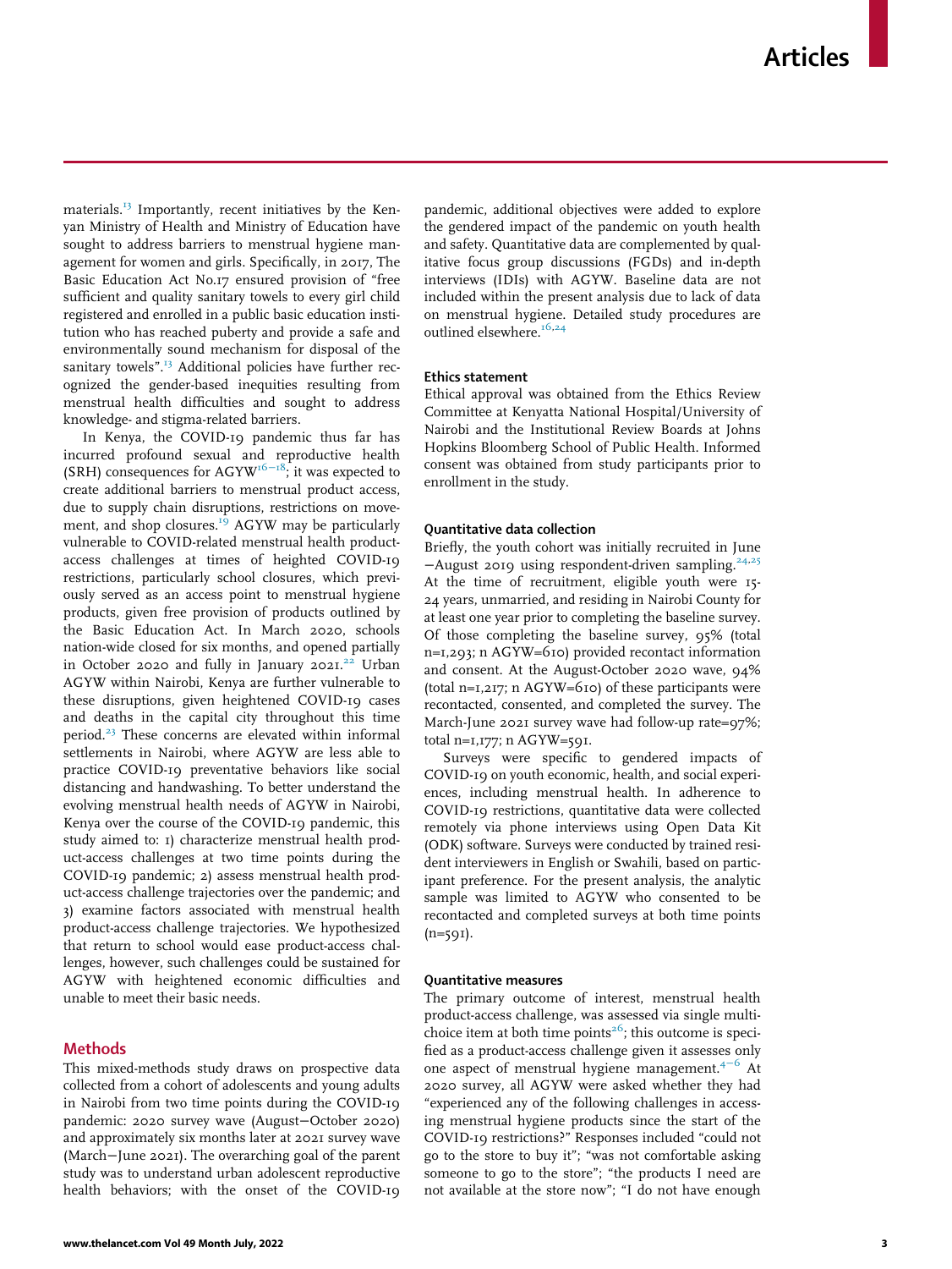materials.[13] Importantly, recent initiatives by the Kenyan Ministry of Health and Ministry of Education have sought to address barriers to menstrual hygiene management for women and girls. Specifically, in 2017, The Basic Education Act No.17 ensured provision of "free sufficient and quality sanitary towels to every girl child registered and enrolled in a public basic education institution who has reached puberty and provide a safe and environmentally sound mechanism for disposal of the sanitary towels".[13] Additional policies have further recognized the gender-based inequities resulting from menstrual health difficulties and sought to address knowledge- and stigma-related barriers.

In Kenya, the COVID-19 pandemic thus far has incurred profound sexual and reproductive health (SRH) consequences for AGYW[16–18]; it was expected to create additional barriers to menstrual product access, due to supply chain disruptions, restrictions on movement, and shop closures.[19] AGYW may be particularly vulnerable to COVID-related menstrual health product-access challenges at times of heighted COVID-19 restrictions, particularly school closures, which previously served as an access point to menstrual hygiene products, given free provision of products outlined by the Basic Education Act. In March 2020, schools nation-wide closed for six months, and opened partially in October 2020 and fully in January 2021.[22] Urban AGYW within Nairobi, Kenya are further vulnerable to these disruptions, given heightened COVID-19 cases and deaths in the capital city throughout this time period.[23] These concerns are elevated within informal settlements in Nairobi, where AGYW are less able to practice COVID-19 preventative behaviors like social distancing and handwashing. To better understand the evolving menstrual health needs of AGYW in Nairobi, Kenya over the course of the COVID-19 pandemic, this study aimed to: 1) characterize menstrual health product-access challenges at two time points during the COVID-19 pandemic; 2) assess menstrual health product-access challenge trajectories over the pandemic; and 3) examine factors associated with menstrual health product-access challenge trajectories. We hypothesized that return to school would ease product-access challenges, however, such challenges could be sustained for AGYW with heightened economic difficulties and unable to meet their basic needs.

## Methods

This mixed-methods study draws on prospective data collected from a cohort of adolescents and young adults in Nairobi from two time points during the COVID-19 pandemic: 2020 survey wave (August–October 2020) and approximately six months later at 2021 survey wave (March–June 2021). The overarching goal of the parent study was to understand urban adolescent reproductive health behaviors; with the onset of the COVID-19 pandemic, additional objectives were added to explore the gendered impact of the pandemic on youth health and safety. Quantitative data are complemented by qualitative focus group discussions (FGDs) and in-depth interviews (IDIs) with AGYW. Baseline data are not included within the present analysis due to lack of data on menstrual hygiene. Detailed study procedures are outlined elsewhere.[16,24]

### Ethics statement

Ethical approval was obtained from the Ethics Review Committee at Kenyatta National Hospital/University of Nairobi and the Institutional Review Boards at Johns Hopkins Bloomberg School of Public Health. Informed consent was obtained from study participants prior to enrollment in the study.

### Quantitative data collection

Briefly, the youth cohort was initially recruited in June–August 2019 using respondent-driven sampling.[24,25] At the time of recruitment, eligible youth were 15-24 years, unmarried, and residing in Nairobi County for at least one year prior to completing the baseline survey. Of those completing the baseline survey, 95% (total n=1,293; n AGYW=610) provided recontact information and consent. At the August-October 2020 wave, 94% (total n=1,217; n AGYW=610) of these participants were recontacted, consented, and completed the survey. The March-June 2021 survey wave had follow-up rate=97%; total n=1,177; n AGYW=591.

Surveys were specific to gendered impacts of COVID-19 on youth economic, health, and social experiences, including menstrual health. In adherence to COVID-19 restrictions, quantitative data were collected remotely via phone interviews using Open Data Kit (ODK) software. Surveys were conducted by trained resident interviewers in English or Swahili, based on participant preference. For the present analysis, the analytic sample was limited to AGYW who consented to be recontacted and completed surveys at both time points (n=591).

### Quantitative measures

The primary outcome of interest, menstrual health product-access challenge, was assessed via single multi-choice item at both time points[26]; this outcome is specified as a product-access challenge given it assesses only one aspect of menstrual hygiene management.[4–6] At 2020 survey, all AGYW were asked whether they had "experienced any of the following challenges in accessing menstrual hygiene products since the start of the COVID-19 restrictions?" Responses included "could not go to the store to buy it"; "was not comfortable asking someone to go to the store"; "the products I need are not available at the store now"; "I do not have enough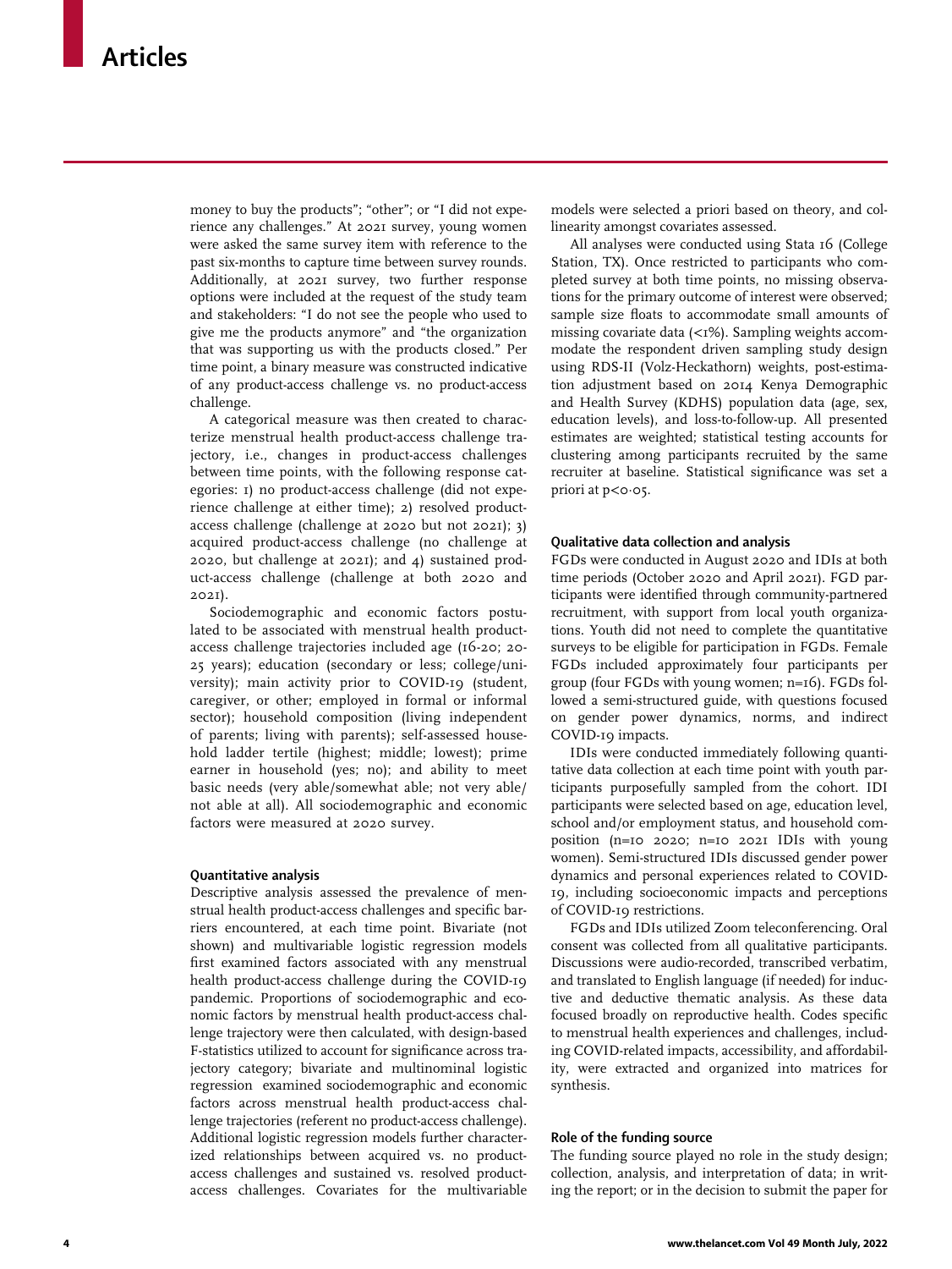money to buy the products"; "other"; or "I did not experience any challenges." At 2021 survey, young women were asked the same survey item with reference to the past six-months to capture time between survey rounds. Additionally, at 2021 survey, two further response options were included at the request of the study team and stakeholders: "I do not see the people who used to give me the products anymore" and "the organization that was supporting us with the products closed." Per time point, a binary measure was constructed indicative of any product-access challenge vs. no product-access challenge.

A categorical measure was then created to characterize menstrual health product-access challenge trajectory, i.e., changes in product-access challenges between time points, with the following response categories: 1) no product-access challenge (did not experience challenge at either time); 2) resolved product-access challenge (challenge at 2020 but not 2021); 3) acquired product-access challenge (no challenge at 2020, but challenge at 2021); and 4) sustained product-access challenge (challenge at both 2020 and 2021).

Sociodemographic and economic factors postulated to be associated with menstrual health product-access challenge trajectories included age (16-20; 20-25 years); education (secondary or less; college/university); main activity prior to COVID-19 (student, caregiver, or other; employed in formal or informal sector); household composition (living independent of parents; living with parents); self-assessed household ladder tertile (highest; middle; lowest); prime earner in household (yes; no); and ability to meet basic needs (very able/somewhat able; not very able/not able at all). All sociodemographic and economic factors were measured at 2020 survey.

### Quantitative analysis

Descriptive analysis assessed the prevalence of menstrual health product-access challenges and specific barriers encountered, at each time point. Bivariate (not shown) and multivariable logistic regression models first examined factors associated with any menstrual health product-access challenge during the COVID-19 pandemic. Proportions of sociodemographic and economic factors by menstrual health product-access challenge trajectory were then calculated, with design-based F-statistics utilized to account for significance across trajectory category; bivariate and multinominal logistic regression examined sociodemographic and economic factors across menstrual health product-access challenge trajectories (referent no product-access challenge). Additional logistic regression models further characterized relationships between acquired vs. no product-access challenges and sustained vs. resolved product-access challenges. Covariates for the multivariable models were selected a priori based on theory, and collinearity amongst covariates assessed.

All analyses were conducted using Stata 16 (College Station, TX). Once restricted to participants who completed survey at both time points, no missing observations for the primary outcome of interest were observed; sample size floats to accommodate small amounts of missing covariate data (<1%). Sampling weights accommodate the respondent driven sampling study design using RDS-II (Volz-Heckathorn) weights, post-estimation adjustment based on 2014 Kenya Demographic and Health Survey (KDHS) population data (age, sex, education levels), and loss-to-follow-up. All presented estimates are weighted; statistical testing accounts for clustering among participants recruited by the same recruiter at baseline. Statistical significance was set a priori at $p<0·05$.

### Qualitative data collection and analysis

FGDs were conducted in August 2020 and IDIs at both time periods (October 2020 and April 2021). FGD participants were identified through community-partnered recruitment, with support from local youth organizations. Youth did not need to complete the quantitative surveys to be eligible for participation in FGDs. Female FGDs included approximately four participants per group (four FGDs with young women; n=16). FGDs followed a semi-structured guide, with questions focused on gender power dynamics, norms, and indirect COVID-19 impacts.

IDIs were conducted immediately following quantitative data collection at each time point with youth participants purposefully sampled from the cohort. IDI participants were selected based on age, education level, school and/or employment status, and household composition (n=10 2020; n=10 2021 IDIs with young women). Semi-structured IDIs discussed gender power dynamics and personal experiences related to COVID-19, including socioeconomic impacts and perceptions of COVID-19 restrictions.

FGDs and IDIs utilized Zoom teleconferencing. Oral consent was collected from all qualitative participants. Discussions were audio-recorded, transcribed verbatim, and translated to English language (if needed) for inductive and deductive thematic analysis. As these data focused broadly on reproductive health. Codes specific to menstrual health experiences and challenges, including COVID-related impacts, accessibility, and affordability, were extracted and organized into matrices for synthesis.

### Role of the funding source

The funding source played no role in the study design; collection, analysis, and interpretation of data; in writing the report; or in the decision to submit the paper for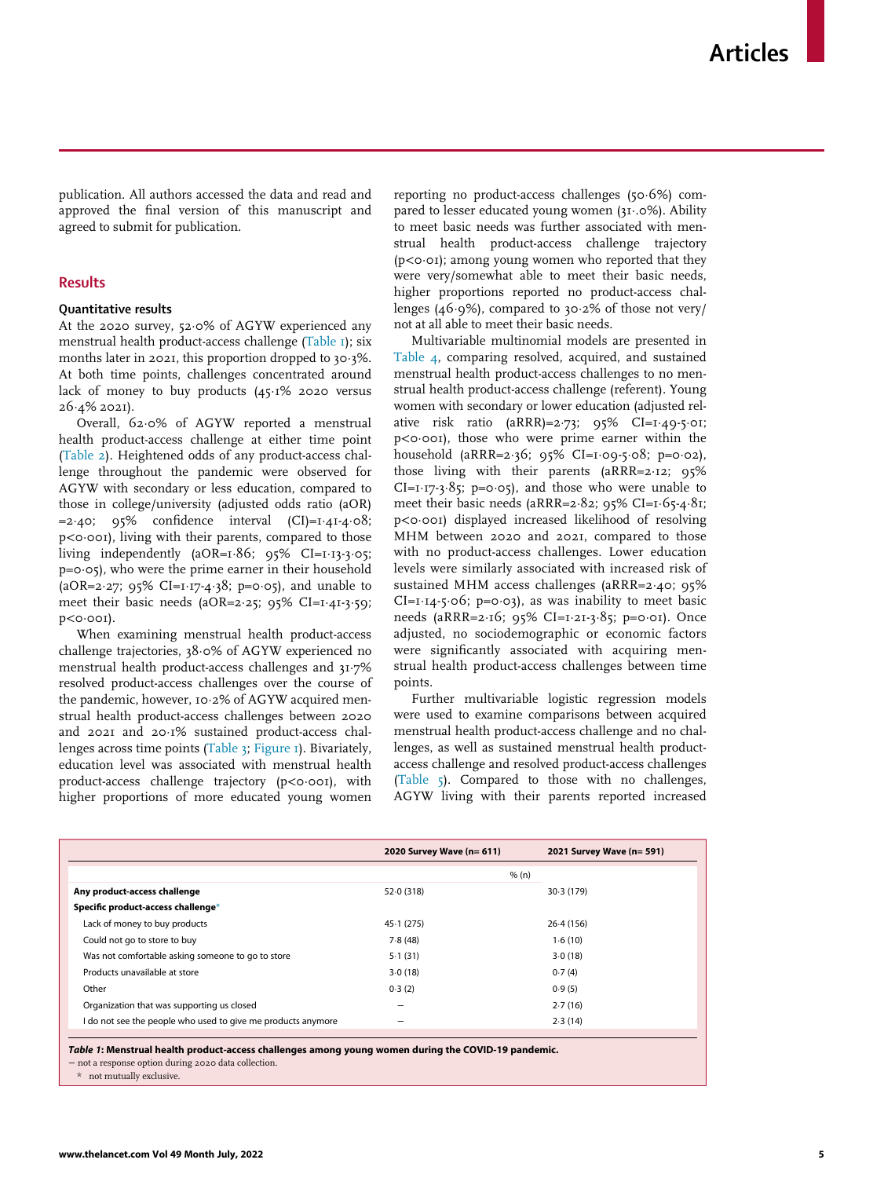publication. All authors accessed the data and read and approved the final version of this manuscript and agreed to submit for publication.

## Results

### Quantitative results

At the 2020 survey, 52·0% of AGYW experienced any menstrual health product-access challenge (Table 1); six months later in 2021, this proportion dropped to 30·3%. At both time points, challenges concentrated around lack of money to buy products (45·1% 2020 versus 26·4% 2021).

Overall, 62·0% of AGYW reported a menstrual health product-access challenge at either time point (Table 2). Heightened odds of any product-access challenge throughout the pandemic were observed for AGYW with secondary or less education, compared to those in college/university (adjusted odds ratio (aOR) =2·40; 95% confidence interval (CI)=1·41-4·08; p<0·001), living with their parents, compared to those living independently (aOR=1·86; 95% CI=1·13-3·05; p=0·05), who were the prime earner in their household (aOR=2·27; 95% CI=1·17-4·38; p=0·05), and unable to meet their basic needs (aOR=2·25; 95% CI=1·41-3·59; p<0·001).

When examining menstrual health product-access challenge trajectories, 38·0% of AGYW experienced no menstrual health product-access challenges and 31·7% resolved product-access challenges over the course of the pandemic, however, 10·2% of AGYW acquired menstrual health product-access challenges between 2020 and 2021 and 20·1% sustained product-access challenges across time points (Table 3; Figure 1). Bivariately, education level was associated with menstrual health product-access challenge trajectory (p<0·001), with higher proportions of more educated young women reporting no product-access challenges (50·6%) compared to lesser educated young women (31·.0%). Ability to meet basic needs was further associated with menstrual health product-access challenge trajectory (p<0·01); among young women who reported that they were very/somewhat able to meet their basic needs, higher proportions reported no product-access challenges (46·9%), compared to 30·2% of those not very/not at all able to meet their basic needs.

Multivariable multinomial models are presented in Table 4, comparing resolved, acquired, and sustained menstrual health product-access challenges to no menstrual health product-access challenge (referent). Young women with secondary or lower education (adjusted relative risk ratio (aRRR)=2·73; 95% CI=1·49-5·01; p<0·001), those who were prime earner within the household (aRRR=2·36; 95% CI=1·09-5·08; p=0·02), those living with their parents (aRRR=2·12; 95% CI=1·17-3·85; p=0·05), and those who were unable to meet their basic needs (aRRR=2·82; 95% CI=1·65-4·81; p<0·001) displayed increased likelihood of resolving MHM between 2020 and 2021, compared to those with no product-access challenges. Lower education levels were similarly associated with increased risk of sustained MHM access challenges (aRRR=2·40; 95% CI=1·14-5·06; p=0·03), as was inability to meet basic needs (aRRR=2·16; 95% CI=1·21-3·85; p=0·01). Once adjusted, no sociodemographic or economic factors were significantly associated with acquiring menstrual health product-access challenges between time points.

Further multivariable logistic regression models were used to examine comparisons between acquired menstrual health product-access challenge and no challenges, as well as sustained menstrual health product-access challenge and resolved product-access challenges (Table 5). Compared to those with no challenges, AGYW living with their parents reported increased

| | 2020 Survey Wave (n= 611) | 2021 Survey Wave (n= 591) |
|---|---|---|
| | % (n) | |
| **Any product-access challenge** | 52·0 (318) | 30·3 (179) |
| **Specific product-access challenge*** | | |
| Lack of money to buy products | 45·1 (275) | 26·4 (156) |
| Could not go to store to buy | 7·8 (48) | 1·6 (10) |
| Was not comfortable asking someone to go to store | 5·1 (31) | 3·0 (18) |
| Products unavailable at store | 3·0 (18) | 0·7 (4) |
| Other | 0·3 (2) | 0·9 (5) |
| Organization that was supporting us closed | – | 2·7 (16) |
| I do not see the people who used to give me products anymore | – | 2·3 (14) |

***Table 1*: Menstrual health product-access challenges among young women during the COVID-19 pandemic.**
– not a response option during 2020 data collection.
\* not mutually exclusive.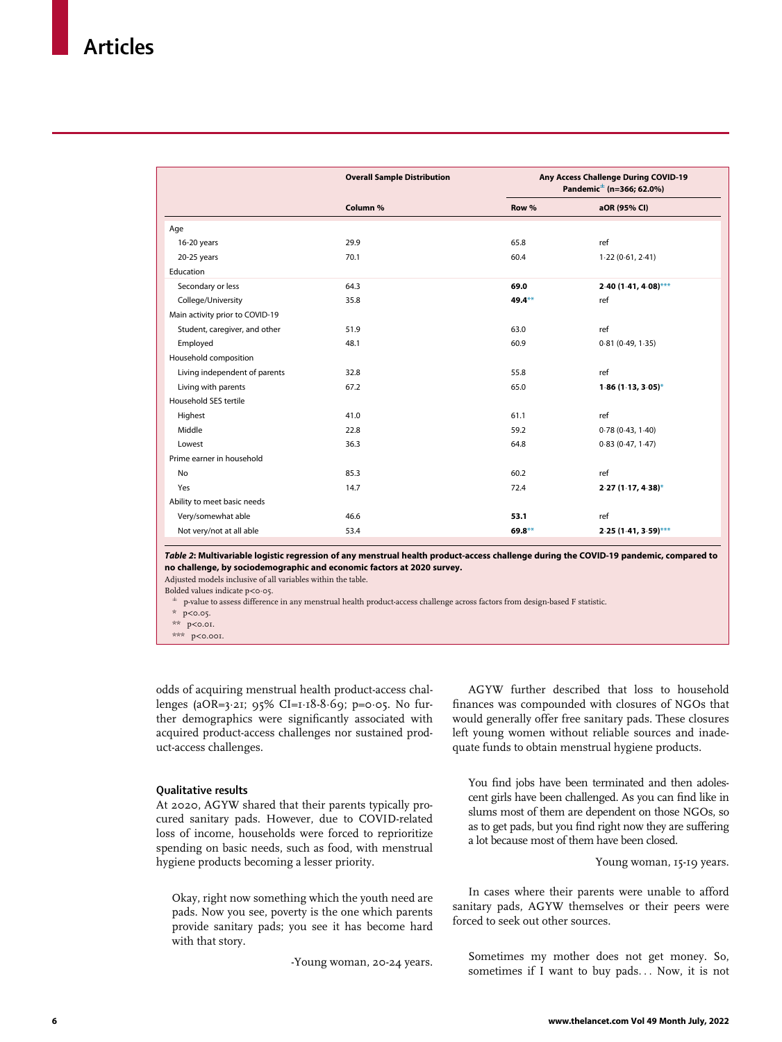| | Overall Sample Distribution | Any Access Challenge During COVID-19 Pandemic± (n=366; 62.0%) | |
|---|---|---|---|
| | Column % | Row % | aOR (95% CI) |
| Age | | | |
| 16-20 years | 29.9 | 65.8 | ref |
| 20-25 years | 70.1 | 60.4 | 1·22 (0·61, 2·41) |
| Education | | | |
| Secondary or less | 64.3 | **69.0** | **2·40 (1·41, 4·08)***** |
| College/University | 35.8 | **49.4**** | ref |
| Main activity prior to COVID-19 | | | |
| Student, caregiver, and other | 51.9 | 63.0 | ref |
| Employed | 48.1 | 60.9 | 0·81 (0·49, 1·35) |
| Household composition | | | |
| Living independent of parents | 32.8 | 55.8 | ref |
| Living with parents | 67.2 | 65.0 | **1·86 (1·13, 3·05)*** |
| Household SES tertile | | | |
| Highest | 41.0 | 61.1 | ref |
| Middle | 22.8 | 59.2 | 0·78 (0·43, 1·40) |
| Lowest | 36.3 | 64.8 | 0·83 (0·47, 1·47) |
| Prime earner in household | | | |
| No | 85.3 | 60.2 | ref |
| Yes | 14.7 | 72.4 | **2·27 (1·17, 4·38)*** |
| Ability to meet basic needs | | | |
| Very/somewhat able | 46.6 | **53.1** | ref |
| Not very/not at all able | 53.4 | **69.8**** | **2·25 (1·41, 3·59)***** |

***Table 2*: Multivariable logistic regression of any menstrual health product-access challenge during the COVID-19 pandemic, compared to no challenge, by sociodemographic and economic factors at 2020 survey.**

Adjusted models inclusive of all variables within the table.

Bolded values indicate p<0·05.

± p-value to assess difference in any menstrual health product-access challenge across factors from design-based F statistic.

\* p<0.05.

** p<0.01.

*** p<0.001.

odds of acquiring menstrual health product-access challenges (aOR=3·21; 95% CI=1·18-8·69; p=0·05. No further demographics were significantly associated with acquired product-access challenges nor sustained product-access challenges.

### Qualitative results

At 2020, AGYW shared that their parents typically procured sanitary pads. However, due to COVID-related loss of income, households were forced to reprioritize spending on basic needs, such as food, with menstrual hygiene products becoming a lesser priority.

> Okay, right now something which the youth need are pads. Now you see, poverty is the one which parents provide sanitary pads; you see it has become hard with that story.
>
> -Young woman, 20-24 years.

AGYW further described that loss to household finances was compounded with closures of NGOs that would generally offer free sanitary pads. These closures left young women without reliable sources and inadequate funds to obtain menstrual hygiene products.

> You find jobs have been terminated and then adolescent girls have been challenged. As you can find like in slums most of them are dependent on those NGOs, so as to get pads, but you find right now they are suffering a lot because most of them have been closed.
>
> Young woman, 15-19 years.

In cases where their parents were unable to afford sanitary pads, AGYW themselves or their peers were forced to seek out other sources.

> Sometimes my mother does not get money. So, sometimes if I want to buy pads… Now, it is not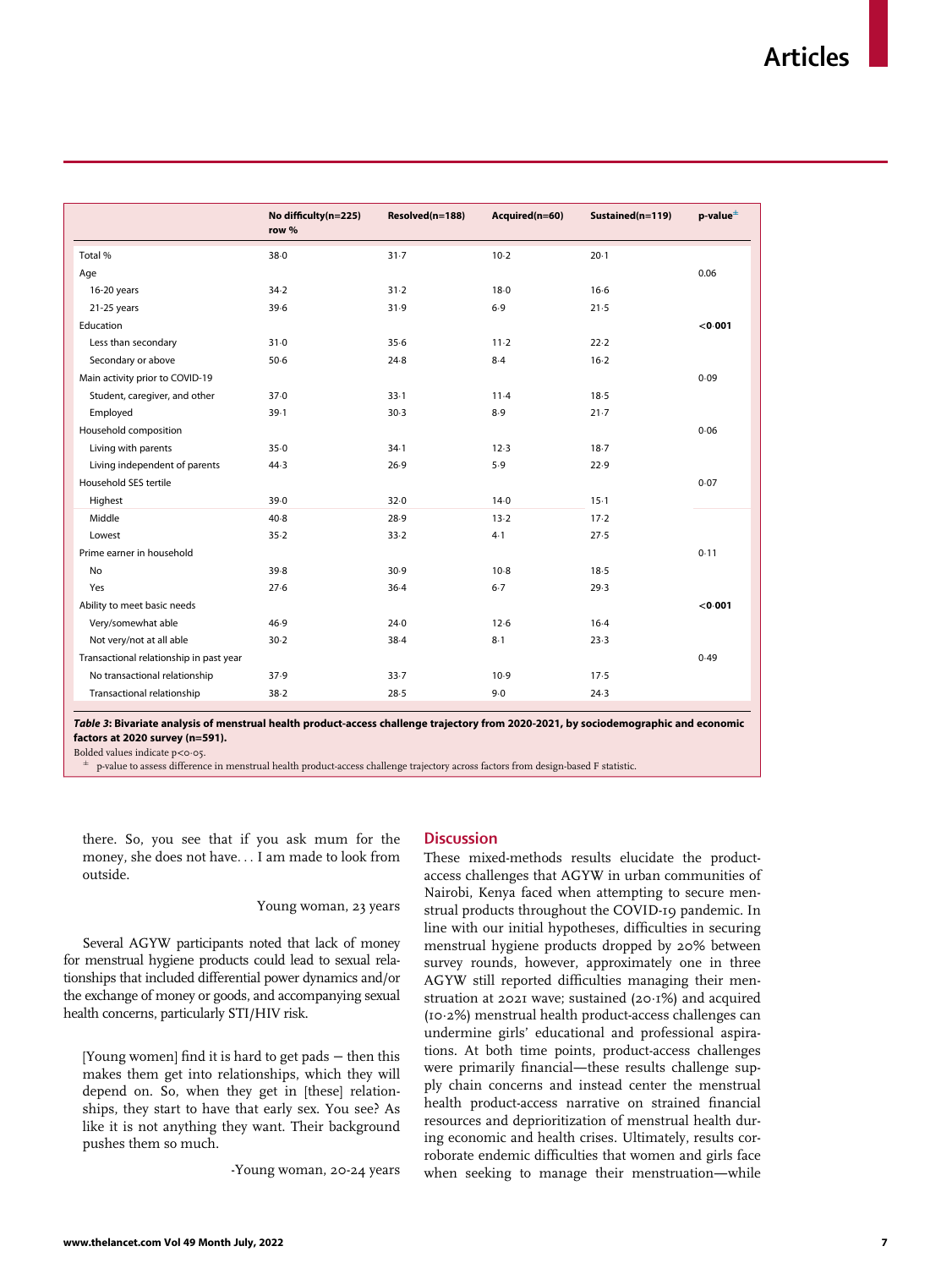| | No difficulty(n=225) row % | Resolved(n=188) | Acquired(n=60) | Sustained(n=119) | p-value± |
|---|---|---|---|---|---|
| Total % | 38·0 | 31·7 | 10·2 | 20·1 | |
| Age | | | | | 0.06 |
| 16-20 years | 34·2 | 31·2 | 18·0 | 16·6 | |
| 21-25 years | 39·6 | 31·9 | 6·9 | 21·5 | |
| Education | | | | | **<0·001** |
| Less than secondary | 31·0 | 35·6 | 11·2 | 22·2 | |
| Secondary or above | 50·6 | 24·8 | 8·4 | 16·2 | |
| Main activity prior to COVID-19 | | | | | 0·09 |
| Student, caregiver, and other | 37·0 | 33·1 | 11·4 | 18·5 | |
| Employed | 39·1 | 30·3 | 8·9 | 21·7 | |
| Household composition | | | | | 0·06 |
| Living with parents | 35·0 | 34·1 | 12·3 | 18·7 | |
| Living independent of parents | 44·3 | 26·9 | 5·9 | 22·9 | |
| Household SES tertile | | | | | 0·07 |
| Highest | 39·0 | 32·0 | 14·0 | 15·1 | |
| Middle | 40·8 | 28·9 | 13·2 | 17·2 | |
| Lowest | 35·2 | 33·2 | 4·1 | 27·5 | |
| Prime earner in household | | | | | 0·11 |
| No | 39·8 | 30·9 | 10·8 | 18·5 | |
| Yes | 27·6 | 36·4 | 6·7 | 29·3 | |
| Ability to meet basic needs | | | | | **<0·001** |
| Very/somewhat able | 46·9 | 24·0 | 12·6 | 16·4 | |
| Not very/not at all able | 30·2 | 38·4 | 8·1 | 23·3 | |
| Transactional relationship in past year | | | | | 0·49 |
| No transactional relationship | 37·9 | 33·7 | 10·9 | 17·5 | |
| Transactional relationship | 38·2 | 28·5 | 9·0 | 24·3 | |

***Table 3*: Bivariate analysis of menstrual health product-access challenge trajectory from 2020-2021, by sociodemographic and economic factors at 2020 survey (n=591).**

Bolded values indicate p<0·05.

± p-value to assess difference in menstrual health product-access challenge trajectory across factors from design-based F statistic.

> there. So, you see that if you ask mum for the money, she does not have... I am made to look from outside.
>
> Young woman, 23 years

Several AGYW participants noted that lack of money for menstrual hygiene products could lead to sexual relationships that included differential power dynamics and/or the exchange of money or goods, and accompanying sexual health concerns, particularly STI/HIV risk.

> [Young women] find it is hard to get pads – then this makes them get into relationships, which they will depend on. So, when they get in [these] relationships, they start to have that early sex. You see? As like it is not anything they want. Their background pushes them so much.
>
> -Young woman, 20-24 years

## Discussion

These mixed-methods results elucidate the product-access challenges that AGYW in urban communities of Nairobi, Kenya faced when attempting to secure menstrual products throughout the COVID-19 pandemic. In line with our initial hypotheses, difficulties in securing menstrual hygiene products dropped by 20% between survey rounds, however, approximately one in three AGYW still reported difficulties managing their menstruation at 2021 wave; sustained (20·1%) and acquired (10·2%) menstrual health product-access challenges can undermine girls' educational and professional aspirations. At both time points, product-access challenges were primarily financial—these results challenge supply chain concerns and instead center the menstrual health product-access narrative on strained financial resources and deprioritization of menstrual health during economic and health crises. Ultimately, results corroborate endemic difficulties that women and girls face when seeking to manage their menstruation—while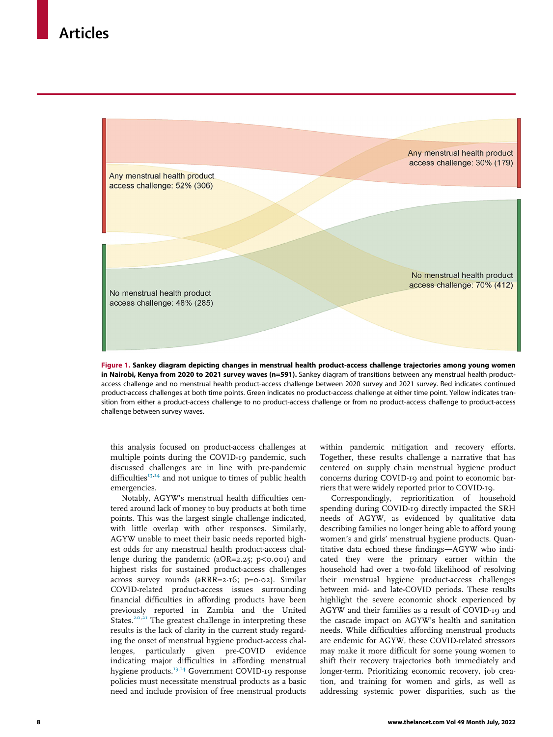Figure 1. **Sankey diagram depicting changes in menstrual health product-access challenge trajectories among young women in Nairobi, Kenya from 2020 to 2021 survey waves (n=591).** Sankey diagram of transitions between any menstrual health product-access challenge and no menstrual health product-access challenge between 2020 survey and 2021 survey. Red indicates continued product-access challenges at both time points. Green indicates no product-access challenge at either time point. Yellow indicates transition from either a product-access challenge to no product-access challenge or from no product-access challenge to product-access challenge between survey waves.

this analysis focused on product-access challenges at multiple points during the COVID-19 pandemic, such discussed challenges are in line with pre-pandemic difficulties[13,14] and not unique to times of public health emergencies.

Notably, AGYW's menstrual health difficulties centered around lack of money to buy products at both time points. This was the largest single challenge indicated, with little overlap with other responses. Similarly, AGYW unable to meet their basic needs reported highest odds for any menstrual health product-access challenge during the pandemic (aOR=2·25; p<0·001) and highest risks for sustained product-access challenges across survey rounds (aRRR=2·16; p=0·02). Similar COVID-related product-access issues surrounding financial difficulties in affording products have been previously reported in Zambia and the United States.[20,21] The greatest challenge in interpreting these results is the lack of clarity in the current study regarding the onset of menstrual hygiene product-access challenges, particularly given pre-COVID evidence indicating major difficulties in affording menstrual hygiene products.[13,14] Government COVID-19 response policies must necessitate menstrual products as a basic need and include provision of free menstrual products within pandemic mitigation and recovery efforts. Together, these results challenge a narrative that has centered on supply chain menstrual hygiene product concerns during COVID-19 and point to economic barriers that were widely reported prior to COVID-19.

Correspondingly, reprioritization of household spending during COVID-19 directly impacted the SRH needs of AGYW, as evidenced by qualitative data describing families no longer being able to afford young women's and girls' menstrual hygiene products. Quantitative data echoed these findings—AGYW who indicated they were the primary earner within the household had over a two-fold likelihood of resolving their menstrual hygiene product-access challenges between mid- and late-COVID periods. These results highlight the severe economic shock experienced by AGYW and their families as a result of COVID-19 and the cascade impact on AGYW's health and sanitation needs. While difficulties affording menstrual products are endemic for AGYW, these COVID-related stressors may make it more difficult for some young women to shift their recovery trajectories both immediately and longer-term. Prioritizing economic recovery, job creation, and training for women and girls, as well as addressing systemic power disparities, such as the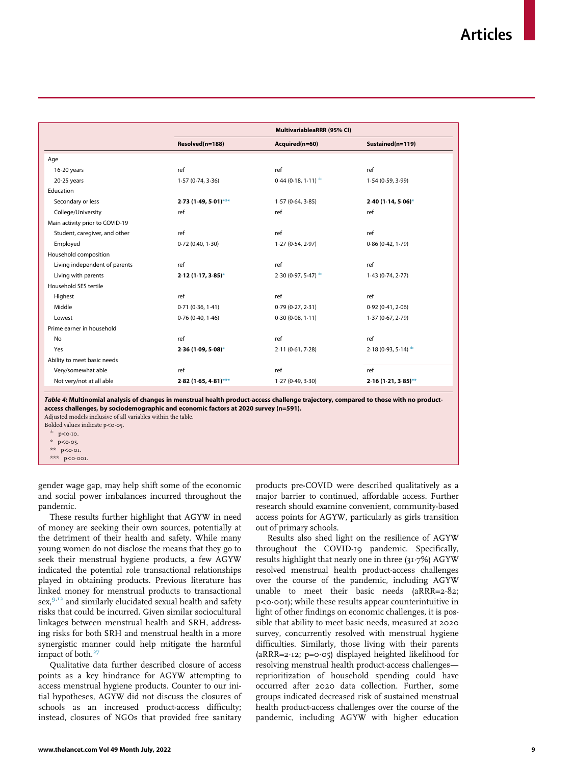| | Multivariable aRRR (95% CI) | | |
|---|---|---|---|
| | Resolved (n=188) | Acquired (n=60) | Sustained (n=119) |
| Age | | | |
| 16-20 years | ref | ref | ref |
| 20-25 years | 1·57 (0·74, 3·36) | 0·44 (0·18, 1·11) ± | 1·54 (0·59, 3·99) |
| Education | | | |
| Secondary or less | **2·73 (1·49, 5·01)*** ** | 1·57 (0·64, 3·85) | **2·40 (1·14, 5·06)*** |
| College/University | ref | ref | ref |
| Main activity prior to COVID-19 | | | |
| Student, caregiver, and other | ref | ref | ref |
| Employed | 0·72 (0·40, 1·30) | 1·27 (0·54, 2·97) | 0·86 (0·42, 1·79) |
| Household composition | | | |
| Living independent of parents | ref | ref | ref |
| Living with parents | **2·12 (1·17, 3·85)*** | 2·30 (0·97, 5·47) ± | 1·43 (0·74, 2·77) |
| Household SES tertile | | | |
| Highest | ref | ref | ref |
| Middle | 0·71 (0·36, 1·41) | 0·79 (0·27, 2·31) | 0·92 (0·41, 2·06) |
| Lowest | 0·76 (0·40, 1·46) | 0·30 (0·08, 1·11) | 1·37 (0·67, 2·79) |
| Prime earner in household | | | |
| No | ref | ref | ref |
| Yes | **2·36 (1·09, 5·08)*** | 2·11 (0·61, 7·28) | 2·18 (0·93, 5·14) ± |
| Ability to meet basic needs | | | |
| Very/somewhat able | ref | ref | ref |
| Not very/not at all able | **2·82 (1·65, 4·81)*** ** | 1·27 (0·49, 3·30) | **2·16 (1·21, 3·85)** ** |

***Table 4*: Multinomial analysis of changes in menstrual health product-access challenge trajectory, compared to those with no product-access challenges, by sociodemographic and economic factors at 2020 survey (n=591).**
Adjusted models inclusive of all variables within the table.
Bolded values indicate p<0·05.
± p<0·10.
* p<0·05.
** p<0·01.
*** p<0·001.

gender wage gap, may help shift some of the economic and social power imbalances incurred throughout the pandemic.

These results further highlight that AGYW in need of money are seeking their own sources, potentially at the detriment of their health and safety. While many young women do not disclose the means that they go to seek their menstrual hygiene products, a few AGYW indicated the potential role transactional relationships played in obtaining products. Previous literature has linked money for menstrual products to transactional sex,[9,12] and similarly elucidated sexual health and safety risks that could be incurred. Given similar sociocultural linkages between menstrual health and SRH, addressing risks for both SRH and menstrual health in a more synergistic manner could help mitigate the harmful impact of both.[27]

Qualitative data further described closure of access points as a key hindrance for AGYW attempting to access menstrual hygiene products. Counter to our initial hypotheses, AGYW did not discuss the closures of schools as an increased product-access difficulty; instead, closures of NGOs that provided free sanitary products pre-COVID were described qualitatively as a major barrier to continued, affordable access. Further research should examine convenient, community-based access points for AGYW, particularly as girls transition out of primary schools.

Results also shed light on the resilience of AGYW throughout the COVID-19 pandemic. Specifically, results highlight that nearly one in three (31·7%) AGYW resolved menstrual health product-access challenges over the course of the pandemic, including AGYW unable to meet their basic needs (aRRR=2·82; p<0·001); while these results appear counterintuitive in light of other findings on economic challenges, it is possible that ability to meet basic needs, measured at 2020 survey, concurrently resolved with menstrual hygiene difficulties. Similarly, those living with their parents (aRRR=2·12; p=0·05) displayed heighted likelihood for resolving menstrual health product-access challenges—reprioritization of household spending could have occurred after 2020 data collection. Further, some groups indicated decreased risk of sustained menstrual health product-access challenges over the course of the pandemic, including AGYW with higher education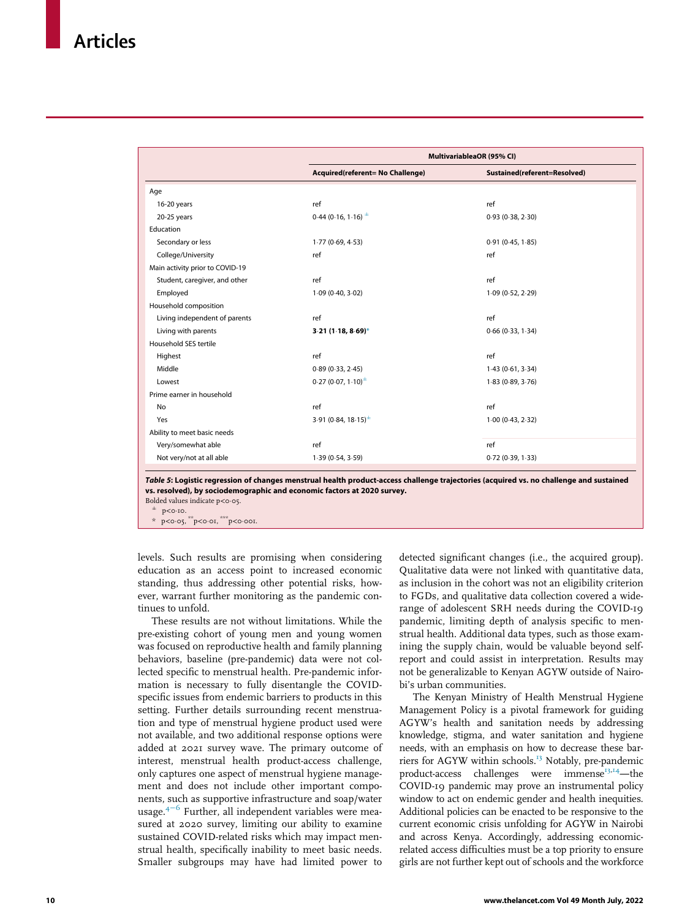| | Multivariable aOR (95% CI) | |
|---|---|---|
| | Acquired (referent= No Challenge) | Sustained (referent=Resolved) |
| Age | | |
| 16-20 years | ref | ref |
| 20-25 years | 0·44 (0·16, 1·16) ± | 0·93 (0·38, 2·30) |
| Education | | |
| Secondary or less | 1·77 (0·69, 4·53) | 0·91 (0·45, 1·85) |
| College/University | ref | ref |
| Main activity prior to COVID-19 | | |
| Student, caregiver, and other | ref | ref |
| Employed | 1·09 (0·40, 3·02) | 1·09 (0·52, 2·29) |
| Household composition | | |
| Living independent of parents | ref | ref |
| Living with parents | **3·21 (1·18, 8·69)*** | 0·66 (0·33, 1·34) |
| Household SES tertile | | |
| Highest | ref | ref |
| Middle | 0·89 (0·33, 2·45) | 1·43 (0·61, 3·34) |
| Lowest | 0·27 (0·07, 1·10)± | 1·83 (0·89, 3·76) |
| Prime earner in household | | |
| No | ref | ref |
| Yes | 3·91 (0·84, 18·15)± | 1·00 (0·43, 2·32) |
| Ability to meet basic needs | | |
| Very/somewhat able | ref | ref |
| Not very/not at all able | 1·39 (0·54, 3·59) | 0·72 (0·39, 1·33) |

***Table 5*: Logistic regression of changes menstrual health product-access challenge trajectories (acquired vs. no challenge and sustained vs. resolved), by sociodemographic and economic factors at 2020 survey.**
Bolded values indicate $p<0·05$.
± $p<0·10$.
* $p<0·05$, ** $p<0·01$, *** $p<0·001$.

levels. Such results are promising when considering education as an access point to increased economic standing, thus addressing other potential risks, however, warrant further monitoring as the pandemic continues to unfold.

These results are not without limitations. While the pre-existing cohort of young men and young women was focused on reproductive health and family planning behaviors, baseline (pre-pandemic) data were not collected specific to menstrual health. Pre-pandemic information is necessary to fully disentangle the COVID-specific issues from endemic barriers to products in this setting. Further details surrounding recent menstruation and type of menstrual hygiene product used were not available, and two additional response options were added at 2021 survey wave. The primary outcome of interest, menstrual health product-access challenge, only captures one aspect of menstrual hygiene management and does not include other important components, such as supportive infrastructure and soap/water usage.[4–6] Further, all independent variables were measured at 2020 survey, limiting our ability to examine sustained COVID-related risks which may impact menstrual health, specifically inability to meet basic needs. Smaller subgroups may have had limited power to detected significant changes (i.e., the acquired group). Qualitative data were not linked with quantitative data, as inclusion in the cohort was not an eligibility criterion to FGDs, and qualitative data collection covered a wide-range of adolescent SRH needs during the COVID-19 pandemic, limiting depth of analysis specific to menstrual health. Additional data types, such as those examining the supply chain, would be valuable beyond self-report and could assist in interpretation. Results may not be generalizable to Kenyan AGYW outside of Nairobi's urban communities.

The Kenyan Ministry of Health Menstrual Hygiene Management Policy is a pivotal framework for guiding AGYW's health and sanitation needs by addressing knowledge, stigma, and water sanitation and hygiene needs, with an emphasis on how to decrease these barriers for AGYW within schools.[13] Notably, pre-pandemic product-access challenges were immense[13,14]—the COVID-19 pandemic may prove an instrumental policy window to act on endemic gender and health inequities. Additional policies can be enacted to be responsive to the current economic crisis unfolding for AGYW in Nairobi and across Kenya. Accordingly, addressing economic-related access difficulties must be a top priority to ensure girls are not further kept out of schools and the workforce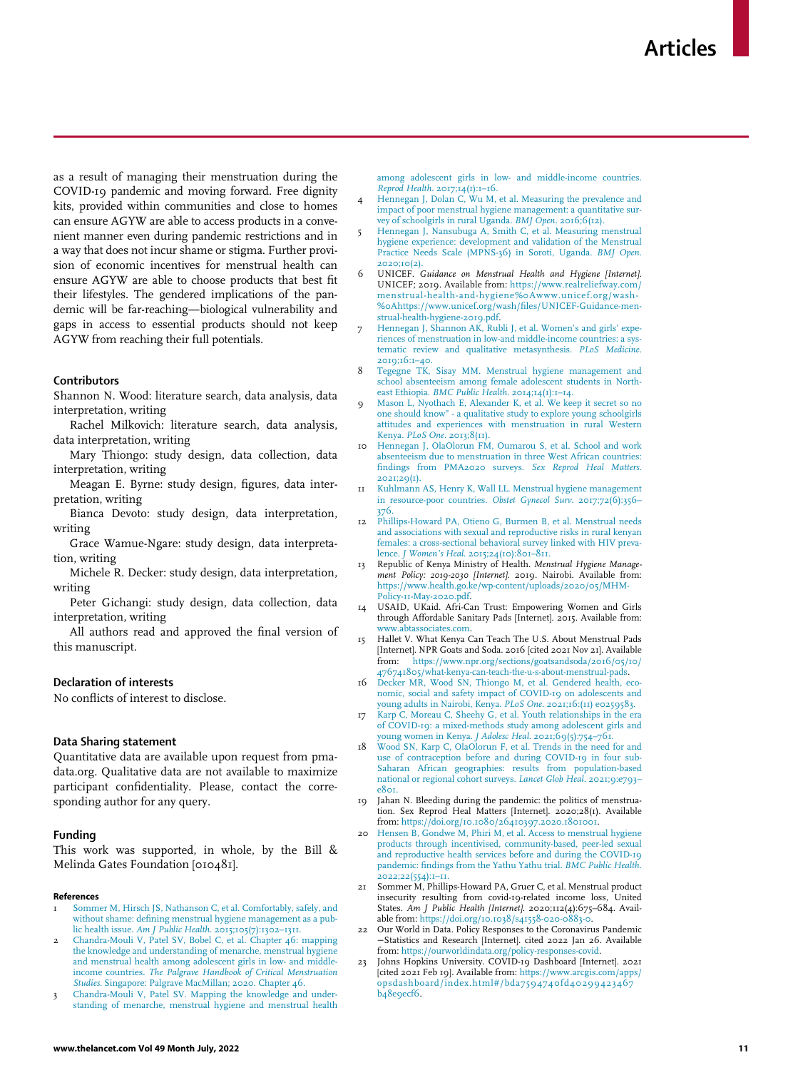as a result of managing their menstruation during the COVID-19 pandemic and moving forward. Free dignity kits, provided within communities and close to homes can ensure AGYW are able to access products in a convenient manner even during pandemic restrictions and in a way that does not incur shame or stigma. Further provision of economic incentives for menstrual health can ensure AGYW are able to choose products that best fit their lifestyles. The gendered implications of the pandemic will be far-reaching—biological vulnerability and gaps in access to essential products should not keep AGYW from reaching their full potentials.

## Contributors

Shannon N. Wood: literature search, data analysis, data interpretation, writing

Rachel Milkovich: literature search, data analysis, data interpretation, writing

Mary Thiongo: study design, data collection, data interpretation, writing

Meagan E. Byrne: study design, figures, data interpretation, writing

Bianca Devoto: study design, data interpretation, writing

Grace Wamue-Ngare: study design, data interpretation, writing

Michele R. Decker: study design, data interpretation, writing

Peter Gichangi: study design, data collection, data interpretation, writing

All authors read and approved the final version of this manuscript.

## Declaration of interests

No conflicts of interest to disclose.

## Data Sharing statement

Quantitative data are available upon request from pmadata.org. Qualitative data are not available to maximize participant confidentiality. Please, contact the corresponding author for any query.

## Funding

This work was supported, in whole, by the Bill & Melinda Gates Foundation [010481].

## References

1. Sommer M, Hirsch JS, Nathanson C, et al. Comfortably, safely, and without shame: defining menstrual hygiene management as a public health issue. *Am J Public Health*. 2015;105(7):1302–1311.
2. Chandra-Mouli V, Patel SV, Bobel C, et al. Chapter 46: mapping the knowledge and understanding of menarche, menstrual hygiene and menstrual health among adolescent girls in low- and middle-income countries. *The Palgrave Handbook of Critical Menstruation Studies*. Singapore: Palgrave MacMillan; 2020. Chapter 46.
3. Chandra-Mouli V, Patel SV. Mapping the knowledge and understanding of menarche, menstrual hygiene and menstrual health among adolescent girls in low- and middle-income countries. *Reprod Health*. 2017;14(1):1–16.
4. Hennegan J, Dolan C, Wu M, et al. Measuring the prevalence and impact of poor menstrual hygiene management: a quantitative survey of schoolgirls in rural Uganda. *BMJ Open*. 2016;6(12).
5. Hennegan J, Nansubuga A, Smith C, et al. Measuring menstrual hygiene experience: development and validation of the Menstrual Practice Needs Scale (MPNS-36) in Soroti, Uganda. *BMJ Open*. 2020;10(2).
6. UNICEF. *Guidance on Menstrual Health and Hygiene [Internet]*. UNICEF; 2019. Available from: https://www.realreliefway.com/menstrual-health-and-hygiene%0Awww.unicef.org/wash-%0Ahttps://www.unicef.org/wash/files/UNICEF-Guidance-menstrual-health-hygiene-2019.pdf.
7. Hennegan J, Shannon AK, Rubli J, et al. Women's and girls' experiences of menstruation in low-and middle-income countries: a systematic review and qualitative metasynthesis. *PLoS Medicine*. 2019;16:1–40.
8. Tegegne TK, Sisay MM. Menstrual hygiene management and school absenteeism among female adolescent students in Northeast Ethiopia. *BMC Public Health*. 2014;14(1):1–14.
9. Mason L, Nyothach E, Alexander K, et al. We keep it secret so no one should know" - a qualitative study to explore young schoolgirls attitudes and experiences with menstruation in rural Western Kenya. *PLoS One*. 2013;8(11).
10. Hennegan J, OlaOlorun FM, Oumarou S, et al. School and work absenteeism due to menstruation in three West African countries: findings from PMA2020 surveys. *Sex Reprod Heal Matters*. 2021;29(1).
11. Kuhlmann AS, Henry K, Wall LL. Menstrual hygiene management in resource-poor countries. *Obstet Gynecol Surv*. 2017;72(6):356–376.
12. Phillips-Howard PA, Otieno G, Burmen B, et al. Menstrual needs and associations with sexual and reproductive risks in rural kenyan females: a cross-sectional behavioral survey linked with HIV prevalence. *J Women's Heal*. 2015;24(10):801–811.
13. Republic of Kenya Ministry of Health. *Menstrual Hygiene Management Policy: 2019-2030 [Internet]*. 2019. Nairobi. Available from: https://www.health.go.ke/wp-content/uploads/2020/05/MHM-Policy-11-May-2020.pdf.
14. USAID, UKaid. Afri-Can Trust: Empowering Women and Girls through Affordable Sanitary Pads [Internet]. 2015. Available from: www.abtassociates.com.
15. Hallet V. What Kenya Can Teach The U.S. About Menstrual Pads [Internet]. NPR Goats and Soda. 2016 [cited 2021 Nov 21]. Available from: https://www.npr.org/sections/goatsandsoda/2016/05/10/476741805/what-kenya-can-teach-the-u-s-about-menstrual-pads.
16. Decker MR, Wood SN, Thiongo M, et al. Gendered health, economic, social and safety impact of COVID-19 on adolescents and young adults in Nairobi, Kenya. *PLoS One*. 2021;16:(11) e0259583.
17. Karp C, Moreau C, Sheehy G, et al. Youth relationships in the era of COVID-19: a mixed-methods study among adolescent girls and young women in Kenya. *J Adolesc Heal*. 2021;69(5):754–761.
18. Wood SN, Karp C, OlaOlorun F, et al. Trends in the need for and use of contraception before and during COVID-19 in four sub-Saharan African geographies: results from population-based national or regional cohort surveys. *Lancet Glob Heal*. 2021;9:e793–e801.
19. Jahan N. Bleeding during the pandemic: the politics of menstruation. Sex Reprod Heal Matters [Internet]. 2020;28(1). Available from: https://doi.org/10.1080/26410397.2020.1801001.
20. Hensen B, Gondwe M, Phiri M, et al. Access to menstrual hygiene products through incentivised, community-based, peer-led sexual and reproductive health services before and during the COVID-19 pandemic: findings from the Yathu Yathu trial. *BMC Public Health*. 2022;22(554):1–11.
21. Sommer M, Phillips-Howard PA, Gruer C, et al. Menstrual product insecurity resulting from covid-19-related income loss, United States. *Am J Public Health [Internet]*. 2020;112(4):675–684. Available from: https://doi.org/10.1038/s41558-020-0883-0.
22. Our World in Data. Policy Responses to the Coronavirus Pandemic —Statistics and Research [Internet]. cited 2022 Jan 26. Available from: https://ourworldindata.org/policy-responses-covid.
23. Johns Hopkins University. COVID-19 Dashboard [Internet]. 2021 [cited 2021 Feb 19]. Available from: https://www.arcgis.com/apps/opsdashboard/index.html#/bda7594740fd40299423467b48e9ecf6.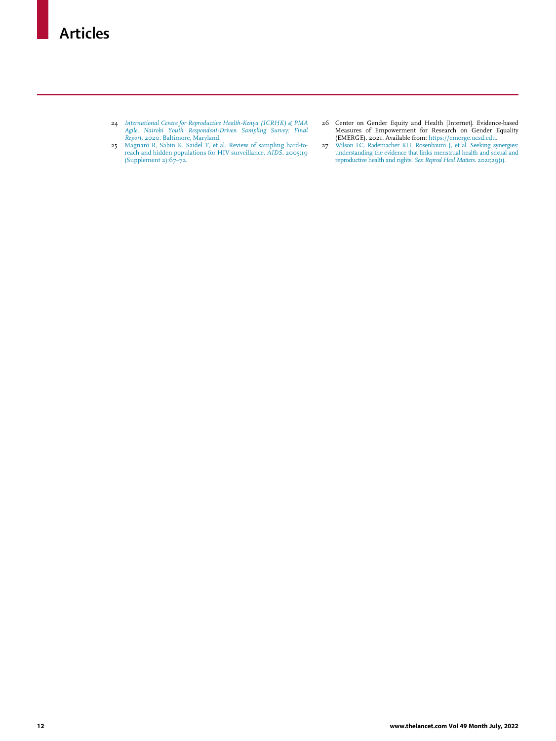24 *International Centre for Reproductive Health-Kenya (ICRHK) & PMA Agile. Nairobi Youth Respondent-Driven Sampling Survey: Final Report*. 2020. Baltimore, Maryland.

25 Magnani R, Sabin K, Saidel T, et al. Review of sampling hard-to-reach and hidden populations for HIV surveillance. *AIDS*. 2005;19 (Supplement 2):67–72.

26 Center on Gender Equity and Health [Internet]. Evidence-based Measures of Empowerment for Research on Gender Equality (EMERGE). 2021. Available from: https://emerge.ucsd.edu.

27 Wilson LC, Rademacher KH, Rosenbaum J, et al. Seeking synergies: understanding the evidence that links menstrual health and sexual and reproductive health and rights. *Sex Reprod Heal Matters*. 2021;29(1).